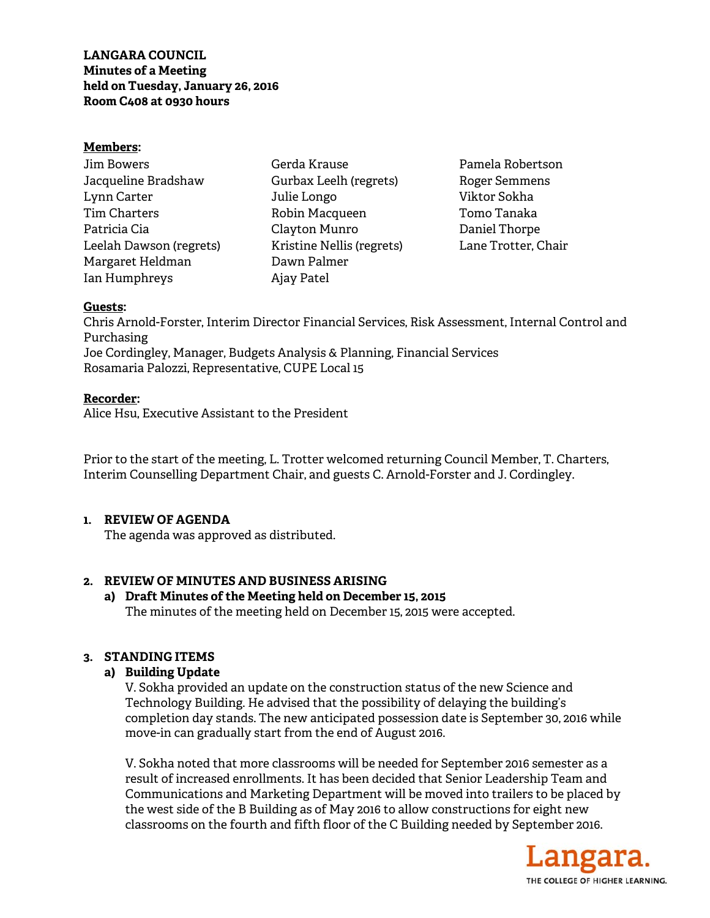**LANGARA COUNCIL**
**Minutes of a Meeting**
**held on Tuesday, January 26, 2016**
**Room C408 at 0930 hours**

**Members:**

Jim Bowers
Jacqueline Bradshaw
Lynn Carter
Tim Charters
Patricia Cia
Leelah Dawson (regrets)
Margaret Heldman
Ian Humphreys
Gerda Krause
Gurbax Leelh (regrets)
Julie Longo
Robin Macqueen
Clayton Munro
Kristine Nellis (regrets)
Dawn Palmer
Ajay Patel
Pamela Robertson
Roger Semmens
Viktor Sokha
Tomo Tanaka
Daniel Thorpe
Lane Trotter, Chair

**Guests:**

Chris Arnold-Forster, Interim Director Financial Services, Risk Assessment, Internal Control and Purchasing
Joe Cordingley, Manager, Budgets Analysis & Planning, Financial Services
Rosamaria Palozzi, Representative, CUPE Local 15

**Recorder:**

Alice Hsu, Executive Assistant to the President

Prior to the start of the meeting, L. Trotter welcomed returning Council Member, T. Charters, Interim Counselling Department Chair, and guests C. Arnold-Forster and J. Cordingley.

**1. REVIEW OF AGENDA**

The agenda was approved as distributed.

**2. REVIEW OF MINUTES AND BUSINESS ARISING**

**a) Draft Minutes of the Meeting held on December 15, 2015**

The minutes of the meeting held on December 15, 2015 were accepted.

**3. STANDING ITEMS**

**a) Building Update**

V. Sokha provided an update on the construction status of the new Science and Technology Building. He advised that the possibility of delaying the building's completion day stands. The new anticipated possession date is September 30, 2016 while move-in can gradually start from the end of August 2016.

V. Sokha noted that more classrooms will be needed for September 2016 semester as a result of increased enrollments. It has been decided that Senior Leadership Team and Communications and Marketing Department will be moved into trailers to be placed by the west side of the B Building as of May 2016 to allow constructions for eight new classrooms on the fourth and fifth floor of the C Building needed by September 2016.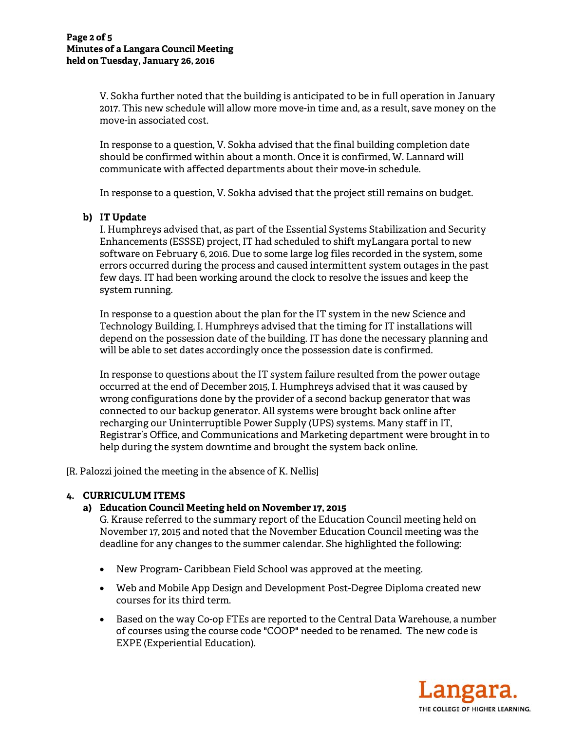V. Sokha further noted that the building is anticipated to be in full operation in January 2017. This new schedule will allow more move-in time and, as a result, save money on the move-in associated cost.

In response to a question, V. Sokha advised that the final building completion date should be confirmed within about a month. Once it is confirmed, W. Lannard will communicate with affected departments about their move-in schedule.

In response to a question, V. Sokha advised that the project still remains on budget.

**b) IT Update**

I. Humphreys advised that, as part of the Essential Systems Stabilization and Security Enhancements (ESSSE) project, IT had scheduled to shift myLangara portal to new software on February 6, 2016. Due to some large log files recorded in the system, some errors occurred during the process and caused intermittent system outages in the past few days. IT had been working around the clock to resolve the issues and keep the system running.

In response to a question about the plan for the IT system in the new Science and Technology Building, I. Humphreys advised that the timing for IT installations will depend on the possession date of the building. IT has done the necessary planning and will be able to set dates accordingly once the possession date is confirmed.

In response to questions about the IT system failure resulted from the power outage occurred at the end of December 2015, I. Humphreys advised that it was caused by wrong configurations done by the provider of a second backup generator that was connected to our backup generator. All systems were brought back online after recharging our Uninterruptible Power Supply (UPS) systems. Many staff in IT, Registrar's Office, and Communications and Marketing department were brought in to help during the system downtime and brought the system back online.

[R. Palozzi joined the meeting in the absence of K. Nellis]

## 4. CURRICULUM ITEMS

**a) Education Council Meeting held on November 17, 2015**

G. Krause referred to the summary report of the Education Council meeting held on November 17, 2015 and noted that the November Education Council meeting was the deadline for any changes to the summer calendar. She highlighted the following:

- New Program- Caribbean Field School was approved at the meeting.
- Web and Mobile App Design and Development Post-Degree Diploma created new courses for its third term.
- Based on the way Co-op FTEs are reported to the Central Data Warehouse, a number of courses using the course code "COOP" needed to be renamed. The new code is EXPE (Experiential Education).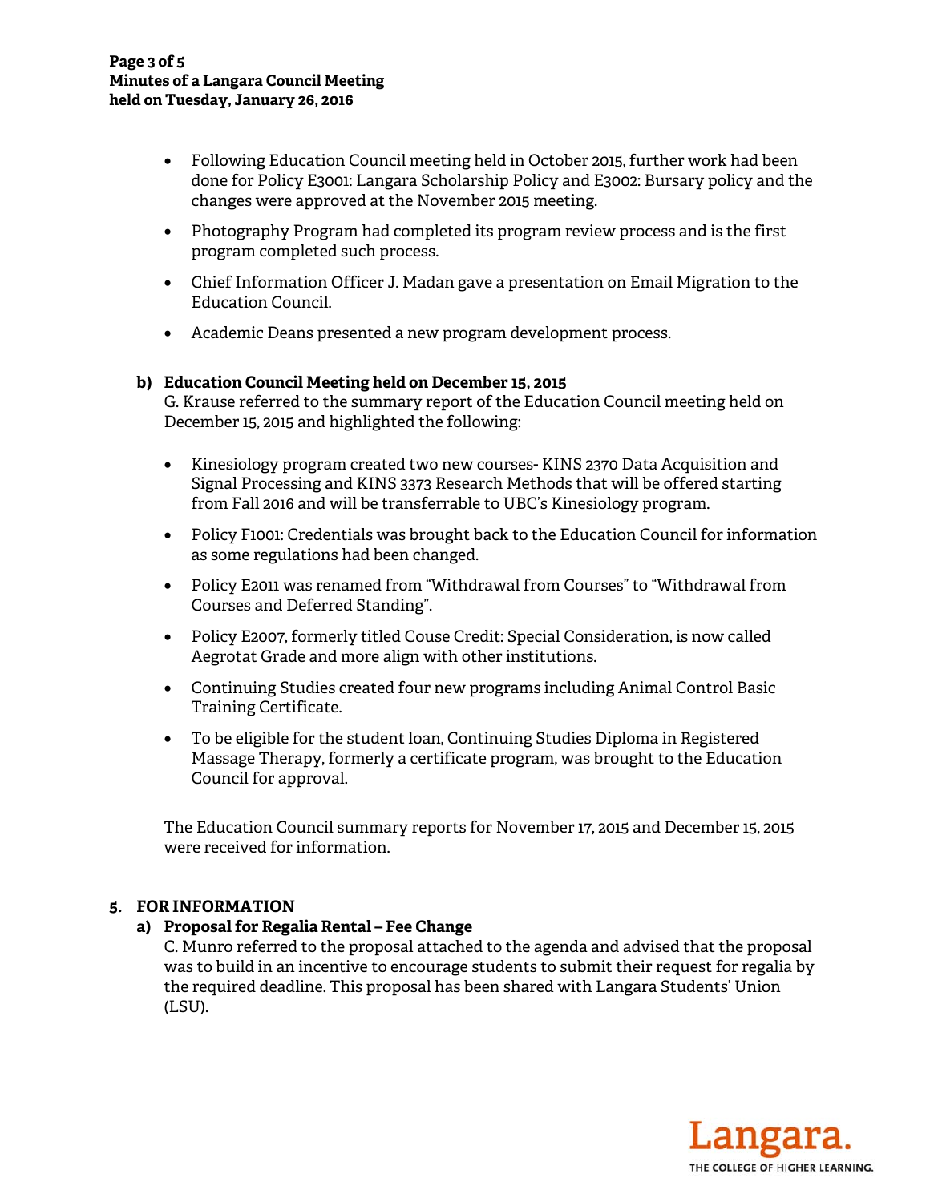- Following Education Council meeting held in October 2015, further work had been done for Policy E3001: Langara Scholarship Policy and E3002: Bursary policy and the changes were approved at the November 2015 meeting.
- Photography Program had completed its program review process and is the first program completed such process.
- Chief Information Officer J. Madan gave a presentation on Email Migration to the Education Council.
- Academic Deans presented a new program development process.

**b) Education Council Meeting held on December 15, 2015**

G. Krause referred to the summary report of the Education Council meeting held on December 15, 2015 and highlighted the following:

- Kinesiology program created two new courses- KINS 2370 Data Acquisition and Signal Processing and KINS 3373 Research Methods that will be offered starting from Fall 2016 and will be transferrable to UBC's Kinesiology program.
- Policy F1001: Credentials was brought back to the Education Council for information as some regulations had been changed.
- Policy E2011 was renamed from "Withdrawal from Courses" to "Withdrawal from Courses and Deferred Standing".
- Policy E2007, formerly titled Couse Credit: Special Consideration, is now called Aegrotat Grade and more align with other institutions.
- Continuing Studies created four new programs including Animal Control Basic Training Certificate.
- To be eligible for the student loan, Continuing Studies Diploma in Registered Massage Therapy, formerly a certificate program, was brought to the Education Council for approval.

The Education Council summary reports for November 17, 2015 and December 15, 2015 were received for information.

## 5. FOR INFORMATION

**a) Proposal for Regalia Rental – Fee Change**

C. Munro referred to the proposal attached to the agenda and advised that the proposal was to build in an incentive to encourage students to submit their request for regalia by the required deadline. This proposal has been shared with Langara Students' Union (LSU).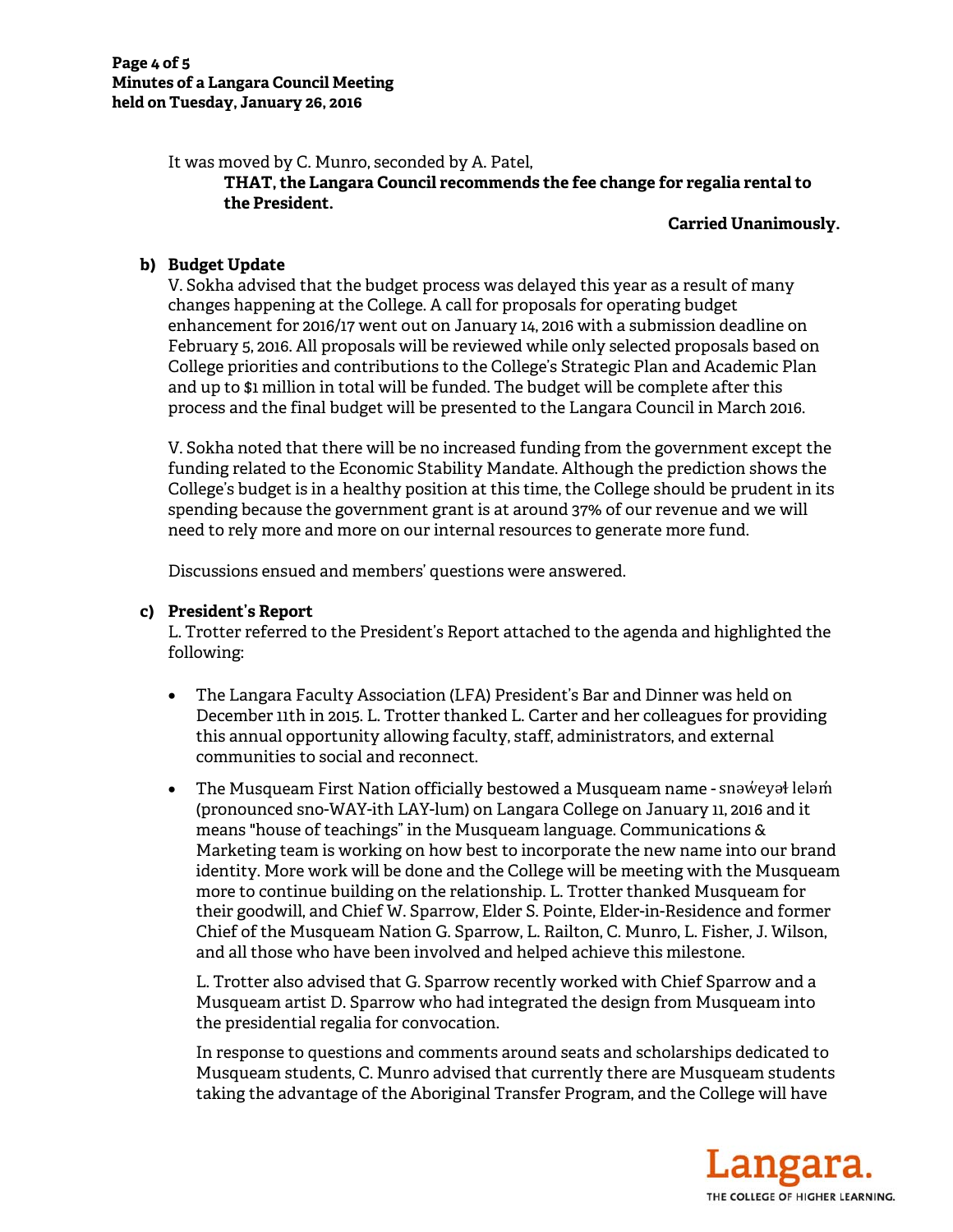It was moved by C. Munro, seconded by A. Patel,

**THAT, the Langara Council recommends the fee change for regalia rental to the President.**

**Carried Unanimously.**

**b) Budget Update**

V. Sokha advised that the budget process was delayed this year as a result of many changes happening at the College. A call for proposals for operating budget enhancement for 2016/17 went out on January 14, 2016 with a submission deadline on February 5, 2016. All proposals will be reviewed while only selected proposals based on College priorities and contributions to the College's Strategic Plan and Academic Plan and up to $1 million in total will be funded. The budget will be complete after this process and the final budget will be presented to the Langara Council in March 2016.

V. Sokha noted that there will be no increased funding from the government except the funding related to the Economic Stability Mandate. Although the prediction shows the College's budget is in a healthy position at this time, the College should be prudent in its spending because the government grant is at around 37% of our revenue and we will need to rely more and more on our internal resources to generate more fund.

Discussions ensued and members' questions were answered.

**c) President's Report**

L. Trotter referred to the President's Report attached to the agenda and highlighted the following:

- The Langara Faculty Association (LFA) President's Bar and Dinner was held on December 11th in 2015. L. Trotter thanked L. Carter and her colleagues for providing this annual opportunity allowing faculty, staff, administrators, and external communities to social and reconnect.
- The Musqueam First Nation officially bestowed a Musqueam name - snəw̓eyəɬ leləm̓ (pronounced sno-WAY-ith LAY-lum) on Langara College on January 11, 2016 and it means "house of teachings" in the Musqueam language. Communications & Marketing team is working on how best to incorporate the new name into our brand identity. More work will be done and the College will be meeting with the Musqueam more to continue building on the relationship. L. Trotter thanked Musqueam for their goodwill, and Chief W. Sparrow, Elder S. Pointe, Elder-in-Residence and former Chief of the Musqueam Nation G. Sparrow, L. Railton, C. Munro, L. Fisher, J. Wilson, and all those who have been involved and helped achieve this milestone.

  L. Trotter also advised that G. Sparrow recently worked with Chief Sparrow and a Musqueam artist D. Sparrow who had integrated the design from Musqueam into the presidential regalia for convocation.

  In response to questions and comments around seats and scholarships dedicated to Musqueam students, C. Munro advised that currently there are Musqueam students taking the advantage of the Aboriginal Transfer Program, and the College will have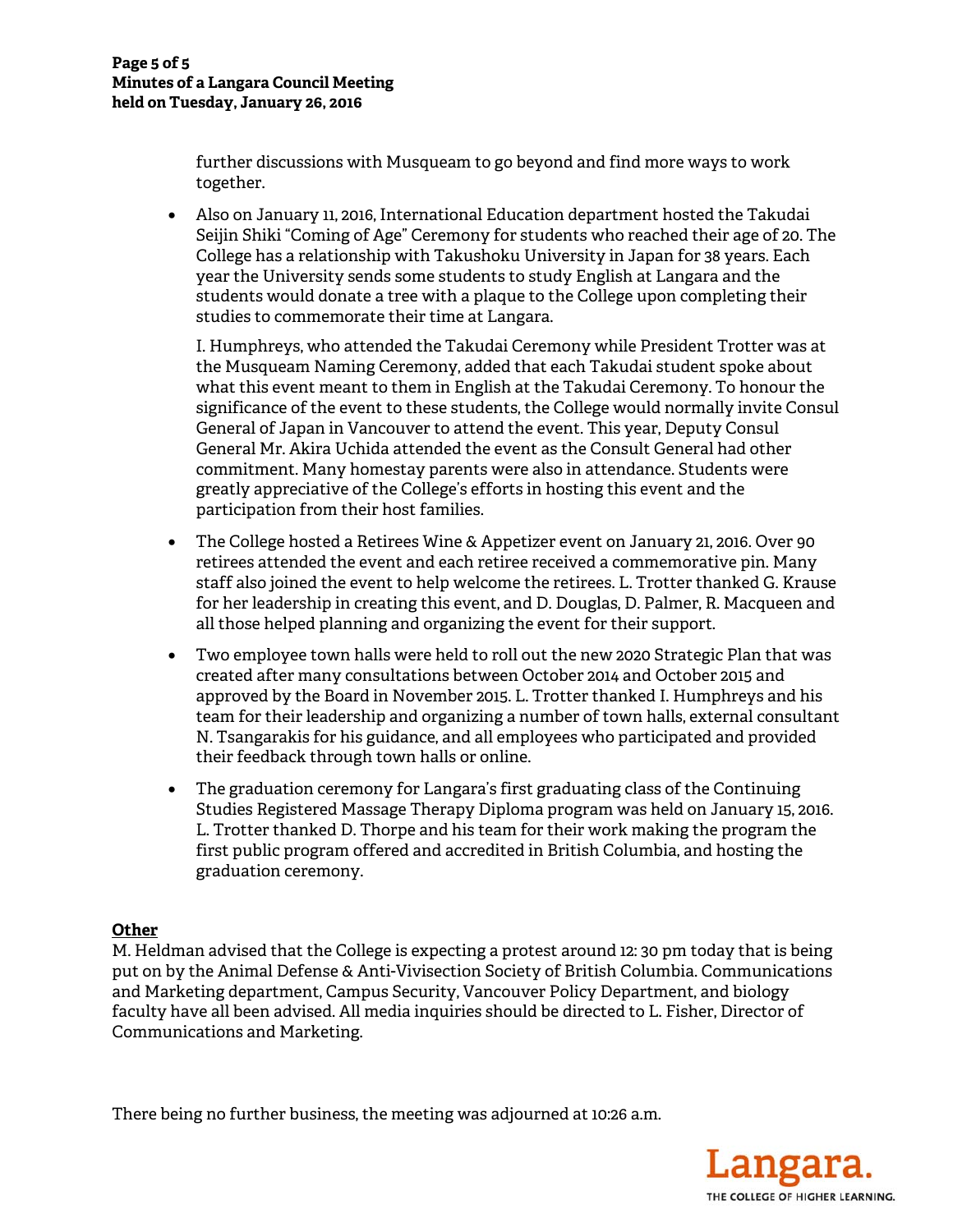further discussions with Musqueam to go beyond and find more ways to work together.

- Also on January 11, 2016, International Education department hosted the Takudai Seijin Shiki "Coming of Age" Ceremony for students who reached their age of 20. The College has a relationship with Takushoku University in Japan for 38 years. Each year the University sends some students to study English at Langara and the students would donate a tree with a plaque to the College upon completing their studies to commemorate their time at Langara.

  I. Humphreys, who attended the Takudai Ceremony while President Trotter was at the Musqueam Naming Ceremony, added that each Takudai student spoke about what this event meant to them in English at the Takudai Ceremony. To honour the significance of the event to these students, the College would normally invite Consul General of Japan in Vancouver to attend the event. This year, Deputy Consul General Mr. Akira Uchida attended the event as the Consult General had other commitment. Many homestay parents were also in attendance. Students were greatly appreciative of the College's efforts in hosting this event and the participation from their host families.

- The College hosted a Retirees Wine & Appetizer event on January 21, 2016. Over 90 retirees attended the event and each retiree received a commemorative pin. Many staff also joined the event to help welcome the retirees. L. Trotter thanked G. Krause for her leadership in creating this event, and D. Douglas, D. Palmer, R. Macqueen and all those helped planning and organizing the event for their support.

- Two employee town halls were held to roll out the new 2020 Strategic Plan that was created after many consultations between October 2014 and October 2015 and approved by the Board in November 2015. L. Trotter thanked I. Humphreys and his team for their leadership and organizing a number of town halls, external consultant N. Tsangarakis for his guidance, and all employees who participated and provided their feedback through town halls or online.

- The graduation ceremony for Langara's first graduating class of the Continuing Studies Registered Massage Therapy Diploma program was held on January 15, 2016. L. Trotter thanked D. Thorpe and his team for their work making the program the first public program offered and accredited in British Columbia, and hosting the graduation ceremony.

**Other**

M. Heldman advised that the College is expecting a protest around 12: 30 pm today that is being put on by the Animal Defense & Anti-Vivisection Society of British Columbia. Communications and Marketing department, Campus Security, Vancouver Policy Department, and biology faculty have all been advised. All media inquiries should be directed to L. Fisher, Director of Communications and Marketing.

There being no further business, the meeting was adjourned at 10:26 a.m.